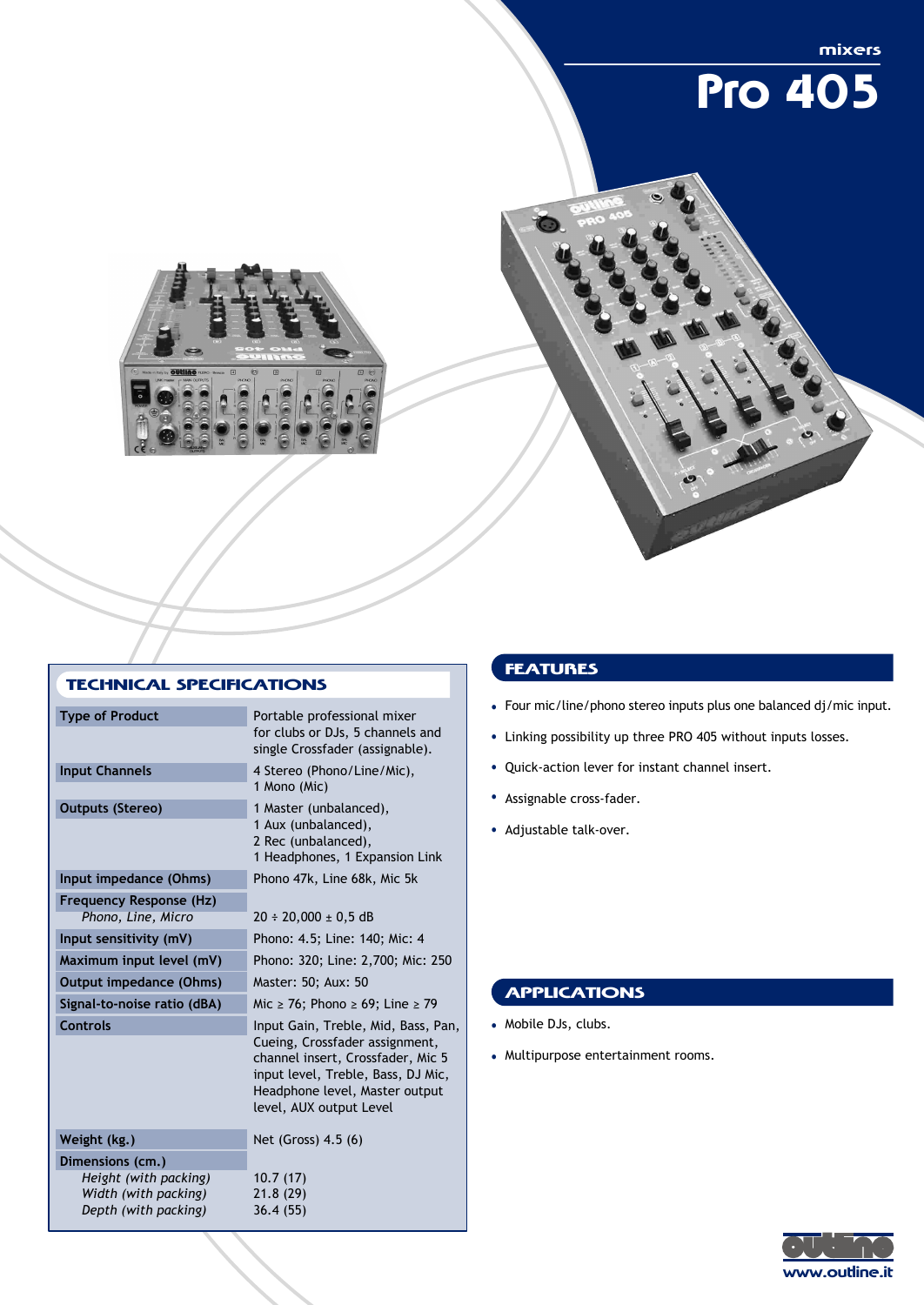mixers

# Pro 405

## TECHNICAL SPECIFICATIONS

| | |
|---|---|
| Type of Product | Portable professional mixer for clubs or DJs, 5 channels and single Crossfader (assignable). |
| Input Channels | 4 Stereo (Phono/Line/Mic), 1 Mono (Mic) |
| Outputs (Stereo) | 1 Master (unbalanced), 1 Aux (unbalanced), 2 Rec (unbalanced), 1 Headphones, 1 Expansion Link |
| Input impedance (Ohms) | Phono 47k, Line 68k, Mic 5k |
| Frequency Response (Hz) *Phono, Line, Micro* | 20 ÷ 20,000 ± 0,5 dB |
| Input sensitivity (mV) | Phono: 4.5; Line: 140; Mic: 4 |
| Maximum input level (mV) | Phono: 320; Line: 2,700; Mic: 250 |
| Output impedance (Ohms) | Master: 50; Aux: 50 |
| Signal-to-noise ratio (dBA) | Mic ≥ 76; Phono ≥ 69; Line ≥ 79 |
| Controls | Input Gain, Treble, Mid, Bass, Pan, Cueing, Crossfader assignment, channel insert, Crossfader, Mic 5 input level, Treble, Bass, DJ Mic, Headphone level, Master output level, AUX output Level |
| Weight (kg.) | Net (Gross) 4.5 (6) |
| Dimensions (cm.) | |
| *Height (with packing)* | 10.7 (17) |
| *Width (with packing)* | 21.8 (29) |
| *Depth (with packing)* | 36.4 (55) |

## FEATURES

- Four mic/line/phono stereo inputs plus one balanced dj/mic input.
- Linking possibility up three PRO 405 without inputs losses.
- Quick-action lever for instant channel insert.
- Assignable cross-fader.
- Adjustable talk-over.

## APPLICATIONS

- Mobile DJs, clubs.
- Multipurpose entertainment rooms.

www.outline.it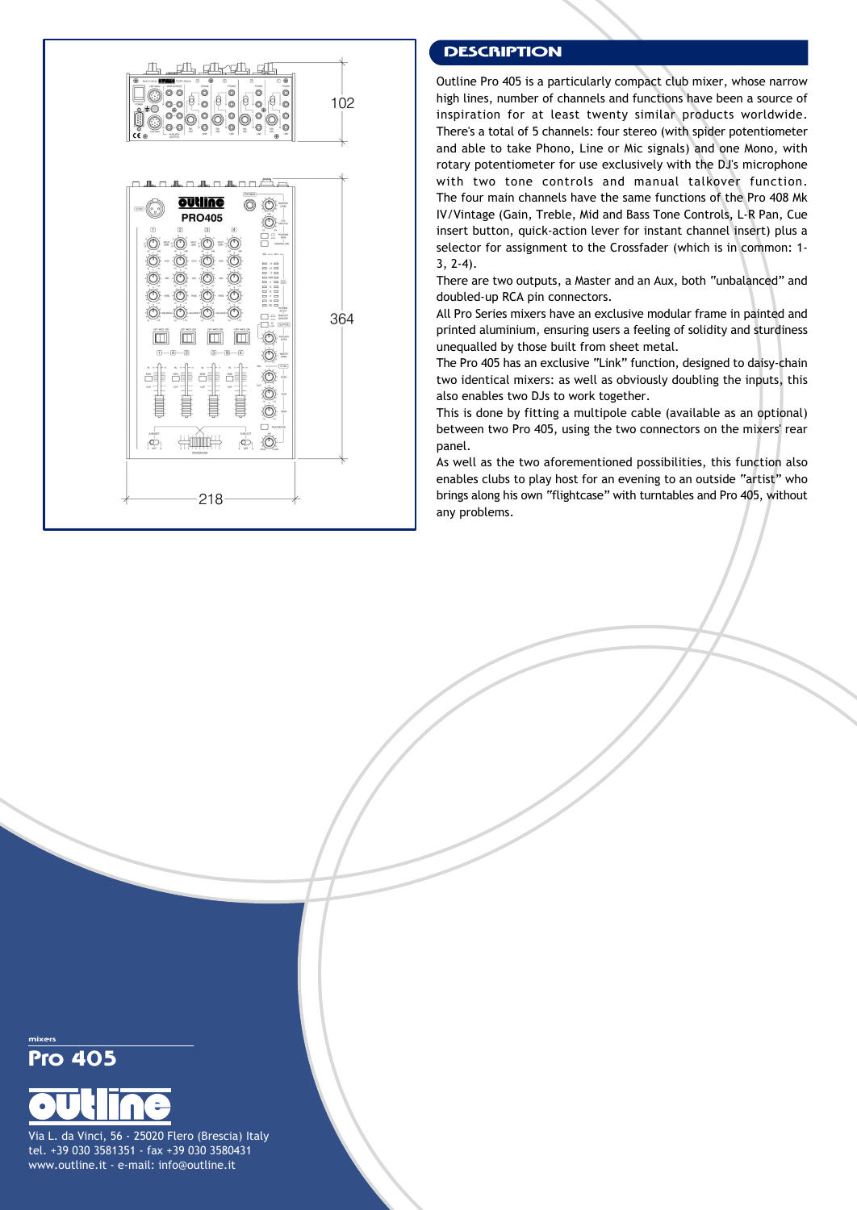## DESCRIPTION

Outline Pro 405 is a particularly compact club mixer, whose narrow high lines, number of channels and functions have been a source of inspiration for at least twenty similar products worldwide.
There's a total of 5 channels: four stereo (with spider potentiometer and able to take Phono, Line or Mic signals) and one Mono, with rotary potentiometer for use exclusively with the DJ's microphone with two tone controls and manual talkover function.
The four main channels have the same functions of the Pro 408 Mk IV/Vintage (Gain, Treble, Mid and Bass Tone Controls, L-R Pan, Cue insert button, quick-action lever for instant channel insert) plus a selector for assignment to the Crossfader (which is in common: 1-3, 2-4).
There are two outputs, a Master and an Aux, both "unbalanced" and doubled-up RCA pin connectors.
All Pro Series mixers have an exclusive modular frame in painted and printed aluminium, ensuring users a feeling of solidity and sturdiness unequalled by those built from sheet metal.
The Pro 405 has an exclusive "Link" function, designed to daisy-chain two identical mixers: as well as obviously doubling the inputs, this also enables two DJs to work together.
This is done by fitting a multipole cable (available as an optional) between two Pro 405, using the two connectors on the mixers' rear panel.
As well as the two aforementioned possibilities, this function also enables clubs to play host for an evening to an outside "artist" who brings along his own "flightcase" with turntables and Pro 405, without any problems.

102

364

218

mixers

**Pro 405**

outline

Via L. da Vinci, 56 - 25020 Flero (Brescia) Italy
tel. +39 030 3581351 - fax +39 030 3580431
www.outline.it - e-mail: info@outline.it